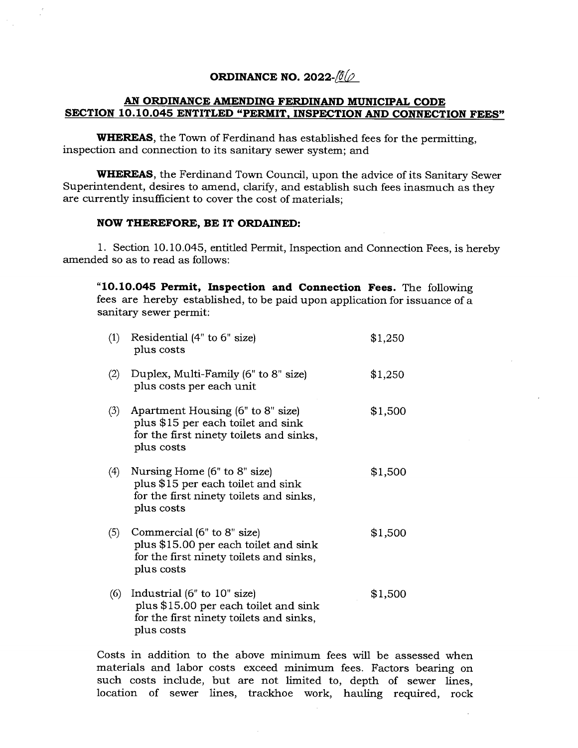# ORDINANCE NO. 2022-06

## AN ORDINANCE AMENDING FERDINAND MUNICIPAL CODE SECTION 10.10.045 ENTITLED "PERMIT, INSPECTION AND CONNECTION FEES"

**WHEREAS**, the Town of Ferdinand has established fees for the permitting, inspection and connection to its sanitary sewer system; and

**WHEREAS**, the Ferdinand Town Council, upon the advice of its Sanitary Sewer Superintendent, desires to amend, clarify, and establish such fees inasmuch as they are currently insufficient to cover the cost of materials;

**NOW THEREFORE, BE IT ORDAINED:**

1. Section 10.10.045, entitled Permit, Inspection and Connection Fees, is hereby amended so as to read as follows:

> "**10.10.045 Permit, Inspection and Connection Fees.** The following fees are hereby established, to be paid upon application for issuance of a sanitary sewer permit:
>
> | | | |
> |---|---|---|
> | (1) | Residential (4" to 6" size) plus costs | $1,250 |
> | (2) | Duplex, Multi-Family (6" to 8" size) plus costs per each unit | $1,250 |
> | (3) | Apartment Housing (6" to 8" size) plus $15 per each toilet and sink for the first ninety toilets and sinks, plus costs | $1,500 |
> | (4) | Nursing Home (6" to 8" size) plus $15 per each toilet and sink for the first ninety toilets and sinks, plus costs | $1,500 |
> | (5) | Commercial (6" to 8" size) plus $15.00 per each toilet and sink for the first ninety toilets and sinks, plus costs | $1,500 |
> | (6) | Industrial (6" to 10" size) plus $15.00 per each toilet and sink for the first ninety toilets and sinks, plus costs | $1,500 |
>
> Costs in addition to the above minimum fees will be assessed when materials and labor costs exceed minimum fees. Factors bearing on such costs include, but are not limited to, depth of sewer lines, location of sewer lines, trackhoe work, hauling required, rock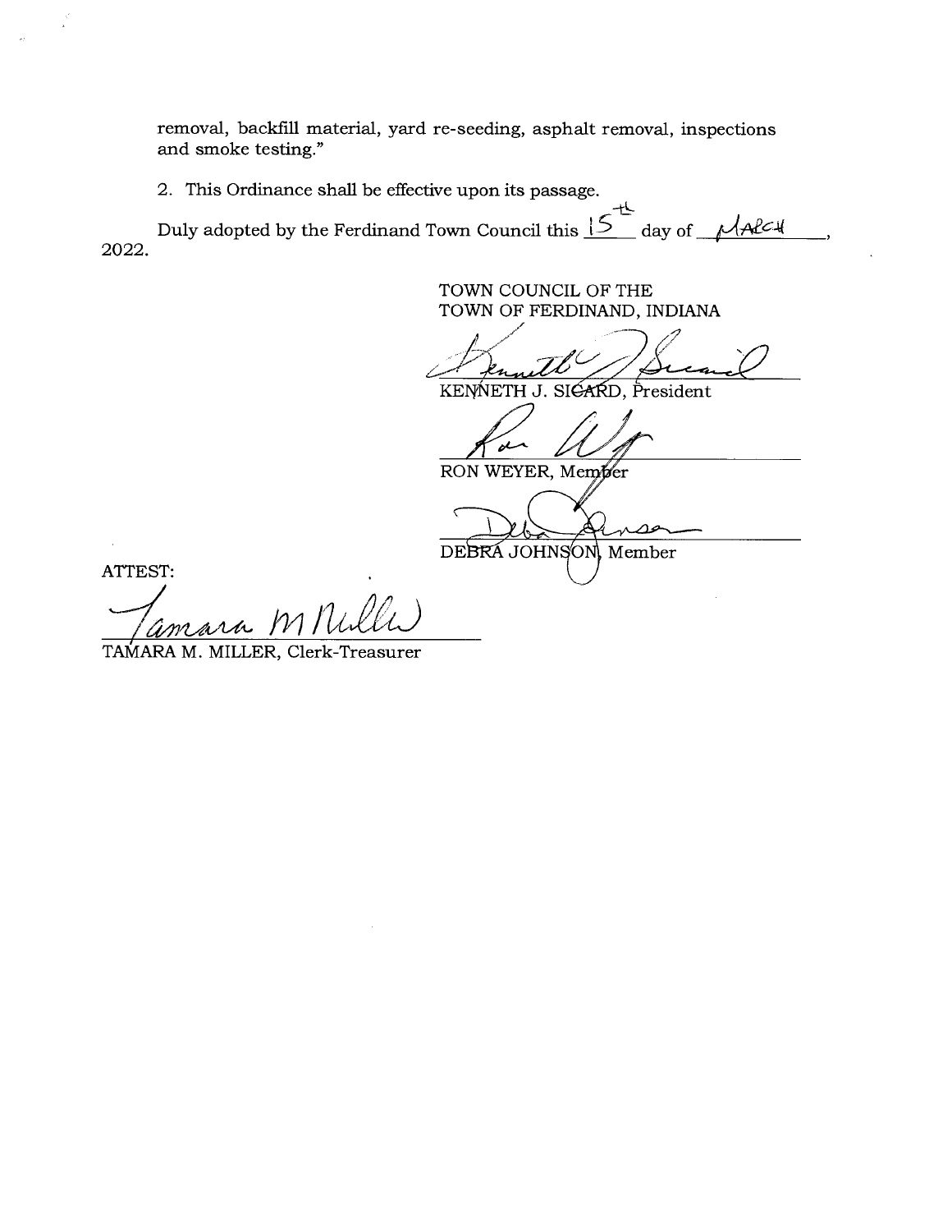removal, backfill material, yard re-seeding, asphalt removal, inspections and smoke testing."

2. This Ordinance shall be effective upon its passage.

Duly adopted by the Ferdinand Town Council this 15th day of March, 2022.

TOWN COUNCIL OF THE
TOWN OF FERDINAND, INDIANA

KENNETH J. SICARD, President

RON WEYER, Member

DEBRA JOHNSON, Member

ATTEST:

TAMARA M. MILLER, Clerk-Treasurer